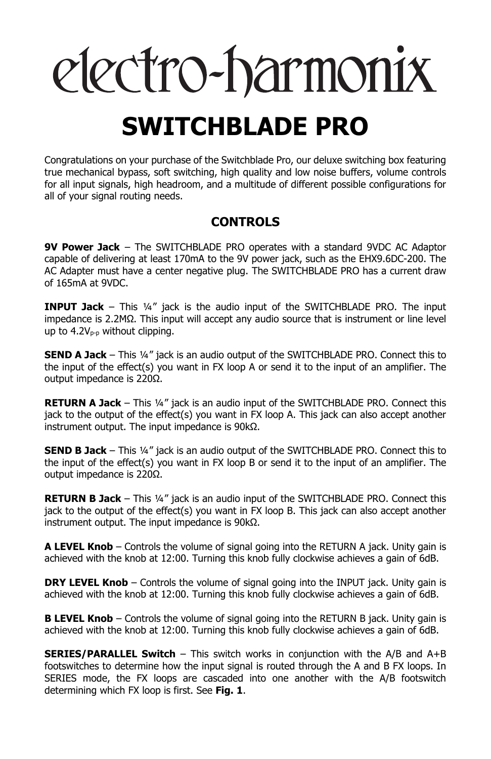# electro-harmonix

# SWITCHBLADE PRO

Congratulations on your purchase of the Switchblade Pro, our deluxe switching box featuring true mechanical bypass, soft switching, high quality and low noise buffers, volume controls for all input signals, high headroom, and a multitude of different possible configurations for all of your signal routing needs.

## CONTROLS

**9V Power Jack** – The SWITCHBLADE PRO operates with a standard 9VDC AC Adaptor capable of delivering at least 170mA to the 9V power jack, such as the EHX9.6DC-200. The AC Adapter must have a center negative plug. The SWITCHBLADE PRO has a current draw of 165mA at 9VDC.

**INPUT Jack** – This ¼" jack is the audio input of the SWITCHBLADE PRO. The input impedance is 2.2MΩ. This input will accept any audio source that is instrument or line level up to $4.2V_{p-p}$ without clipping.

**SEND A Jack** – This ¼" jack is an audio output of the SWITCHBLADE PRO. Connect this to the input of the effect(s) you want in FX loop A or send it to the input of an amplifier. The output impedance is 220Ω.

**RETURN A Jack** – This ¼" jack is an audio input of the SWITCHBLADE PRO. Connect this jack to the output of the effect(s) you want in FX loop A. This jack can also accept another instrument output. The input impedance is 90kΩ.

**SEND B Jack** – This ¼" jack is an audio output of the SWITCHBLADE PRO. Connect this to the input of the effect(s) you want in FX loop B or send it to the input of an amplifier. The output impedance is 220Ω.

**RETURN B Jack** – This ¼" jack is an audio input of the SWITCHBLADE PRO. Connect this jack to the output of the effect(s) you want in FX loop B. This jack can also accept another instrument output. The input impedance is 90kΩ.

**A LEVEL Knob** – Controls the volume of signal going into the RETURN A jack. Unity gain is achieved with the knob at 12:00. Turning this knob fully clockwise achieves a gain of 6dB.

**DRY LEVEL Knob** – Controls the volume of signal going into the INPUT jack. Unity gain is achieved with the knob at 12:00. Turning this knob fully clockwise achieves a gain of 6dB.

**B LEVEL Knob** – Controls the volume of signal going into the RETURN B jack. Unity gain is achieved with the knob at 12:00. Turning this knob fully clockwise achieves a gain of 6dB.

**SERIES/PARALLEL Switch** – This switch works in conjunction with the A/B and A+B footswitches to determine how the input signal is routed through the A and B FX loops. In SERIES mode, the FX loops are cascaded into one another with the A/B footswitch determining which FX loop is first. See **Fig. 1**.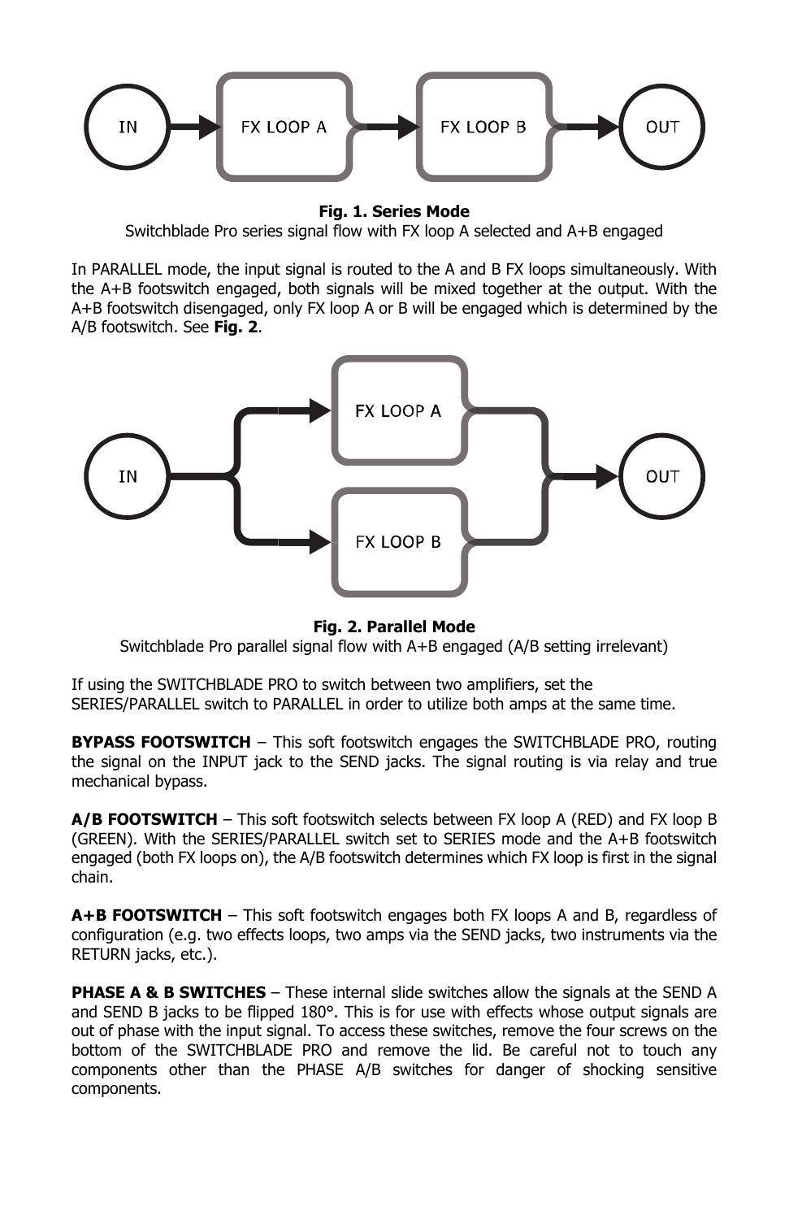**Fig. 1. Series Mode**

Switchblade Pro series signal flow with FX loop A selected and A+B engaged

In PARALLEL mode, the input signal is routed to the A and B FX loops simultaneously. With the A+B footswitch engaged, both signals will be mixed together at the output. With the A+B footswitch disengaged, only FX loop A or B will be engaged which is determined by the A/B footswitch. See **Fig. 2**.

**Fig. 2. Parallel Mode**

Switchblade Pro parallel signal flow with A+B engaged (A/B setting irrelevant)

If using the SWITCHBLADE PRO to switch between two amplifiers, set the SERIES/PARALLEL switch to PARALLEL in order to utilize both amps at the same time.

**BYPASS FOOTSWITCH** – This soft footswitch engages the SWITCHBLADE PRO, routing the signal on the INPUT jack to the SEND jacks. The signal routing is via relay and true mechanical bypass.

**A/B FOOTSWITCH** – This soft footswitch selects between FX loop A (RED) and FX loop B (GREEN). With the SERIES/PARALLEL switch set to SERIES mode and the A+B footswitch engaged (both FX loops on), the A/B footswitch determines which FX loop is first in the signal chain.

**A+B FOOTSWITCH** – This soft footswitch engages both FX loops A and B, regardless of configuration (e.g. two effects loops, two amps via the SEND jacks, two instruments via the RETURN jacks, etc.).

**PHASE A & B SWITCHES** – These internal slide switches allow the signals at the SEND A and SEND B jacks to be flipped 180°. This is for use with effects whose output signals are out of phase with the input signal. To access these switches, remove the four screws on the bottom of the SWITCHBLADE PRO and remove the lid. Be careful not to touch any components other than the PHASE A/B switches for danger of shocking sensitive components.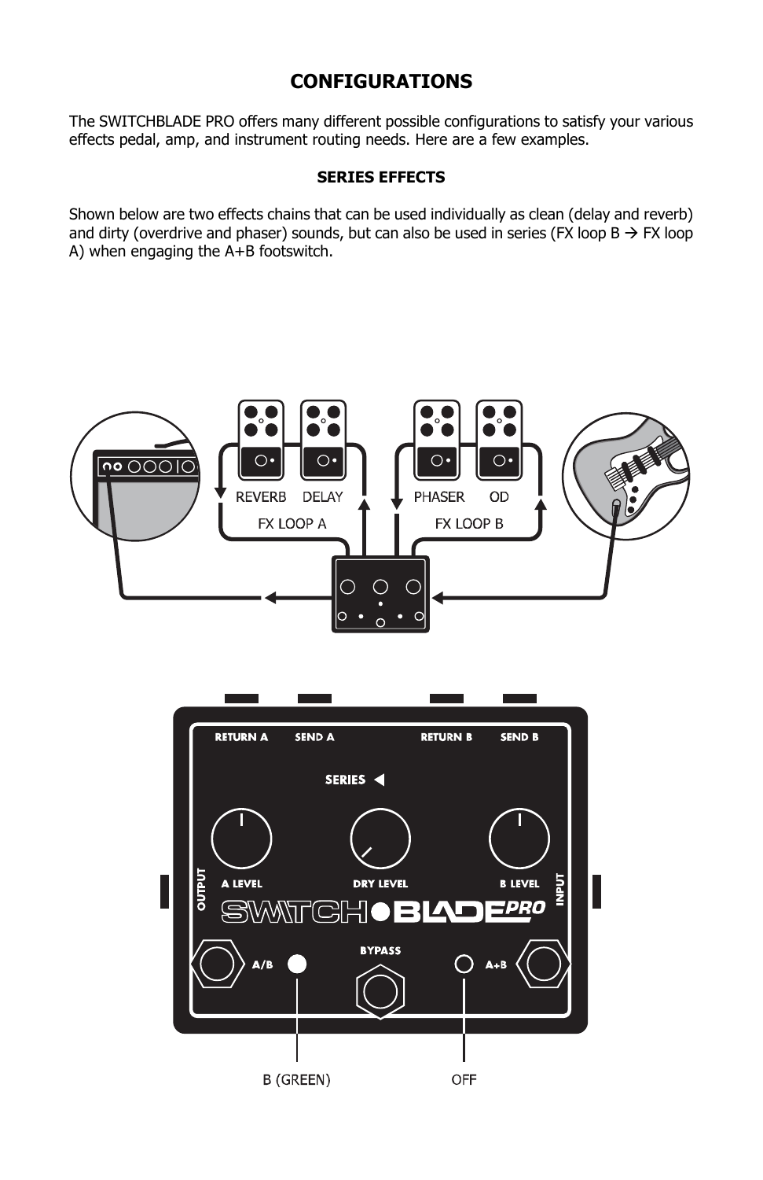# CONFIGURATIONS

The SWITCHBLADE PRO offers many different possible configurations to satisfy your various effects pedal, amp, and instrument routing needs. Here are a few examples.

## SERIES EFFECTS

Shown below are two effects chains that can be used individually as clean (delay and reverb) and dirty (overdrive and phaser) sounds, but can also be used in series (FX loop B → FX loop A) when engaging the A+B footswitch.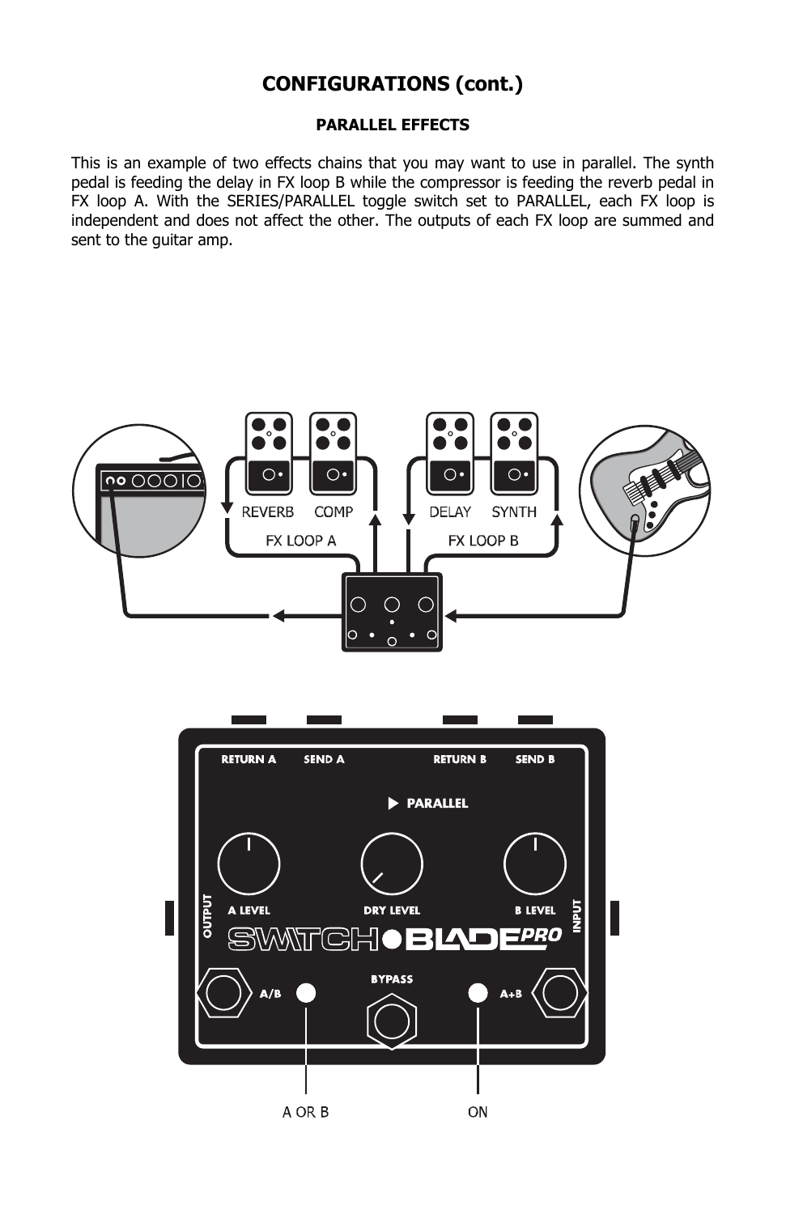## CONFIGURATIONS (cont.)

### PARALLEL EFFECTS

This is an example of two effects chains that you may want to use in parallel. The synth pedal is feeding the delay in FX loop B while the compressor is feeding the reverb pedal in FX loop A. With the SERIES/PARALLEL toggle switch set to PARALLEL, each FX loop is independent and does not affect the other. The outputs of each FX loop are summed and sent to the guitar amp.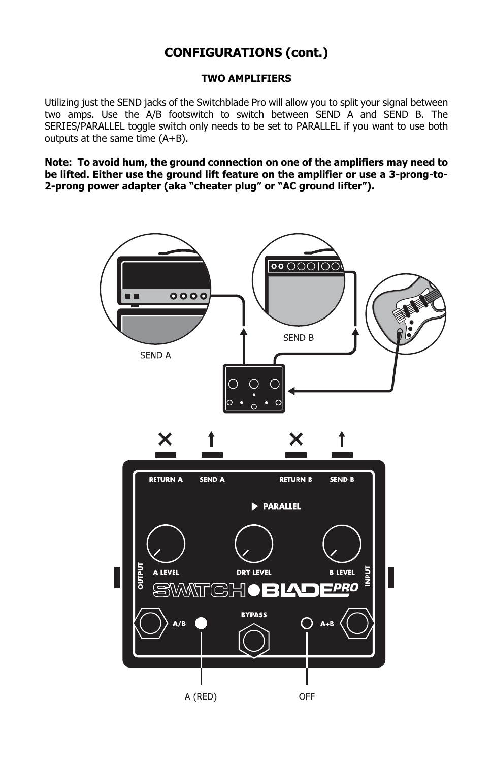## CONFIGURATIONS (cont.)

### TWO AMPLIFIERS

Utilizing just the SEND jacks of the Switchblade Pro will allow you to split your signal between two amps. Use the A/B footswitch to switch between SEND A and SEND B. The SERIES/PARALLEL toggle switch only needs to be set to PARALLEL if you want to use both outputs at the same time (A+B).

**Note: To avoid hum, the ground connection on one of the amplifiers may need to be lifted. Either use the ground lift feature on the amplifier or use a 3-prong-to-2-prong power adapter (aka "cheater plug" or "AC ground lifter").**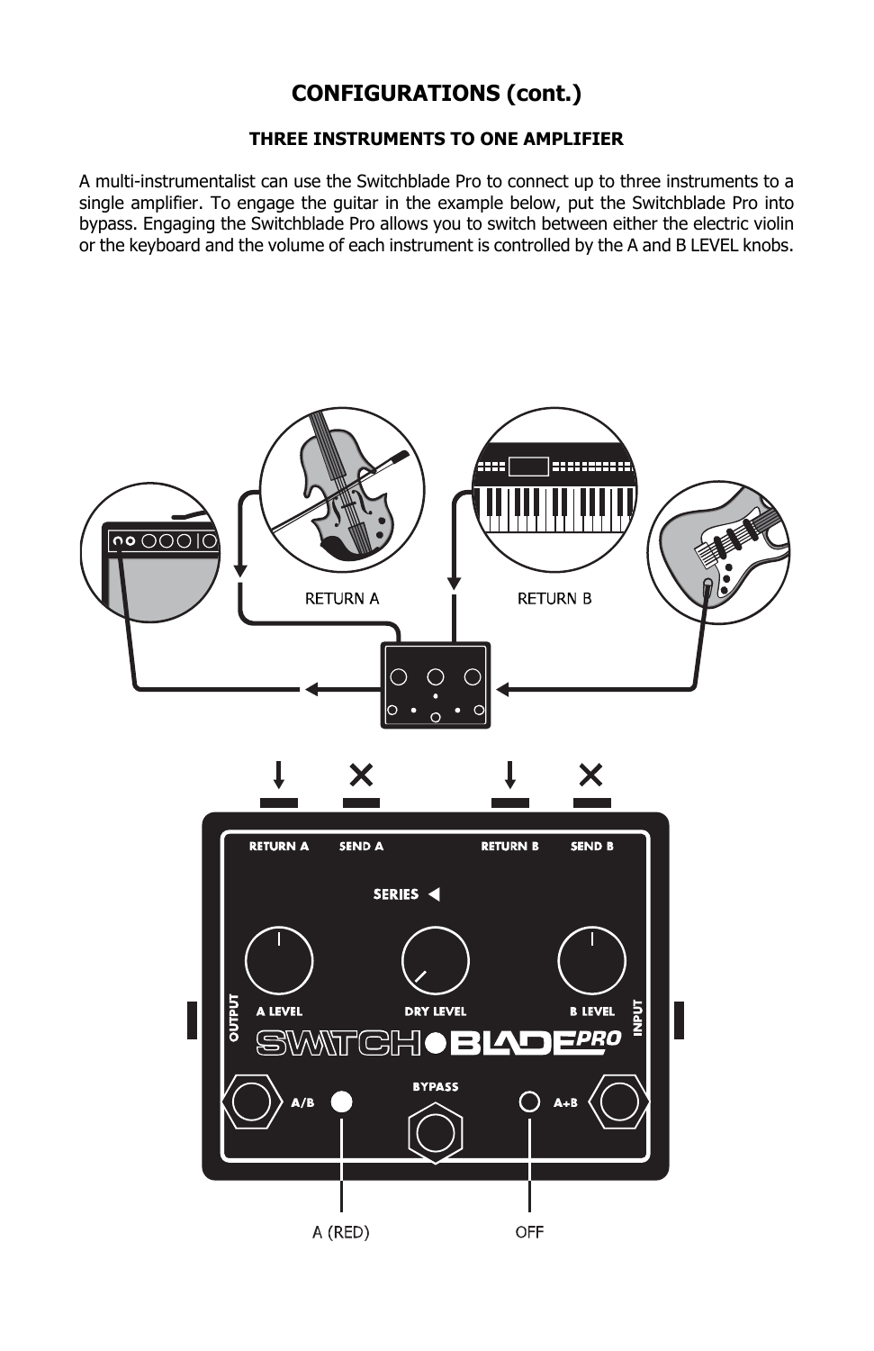## CONFIGURATIONS (cont.)

### THREE INSTRUMENTS TO ONE AMPLIFIER

A multi-instrumentalist can use the Switchblade Pro to connect up to three instruments to a single amplifier. To engage the guitar in the example below, put the Switchblade Pro into bypass. Engaging the Switchblade Pro allows you to switch between either the electric violin or the keyboard and the volume of each instrument is controlled by the A and B LEVEL knobs.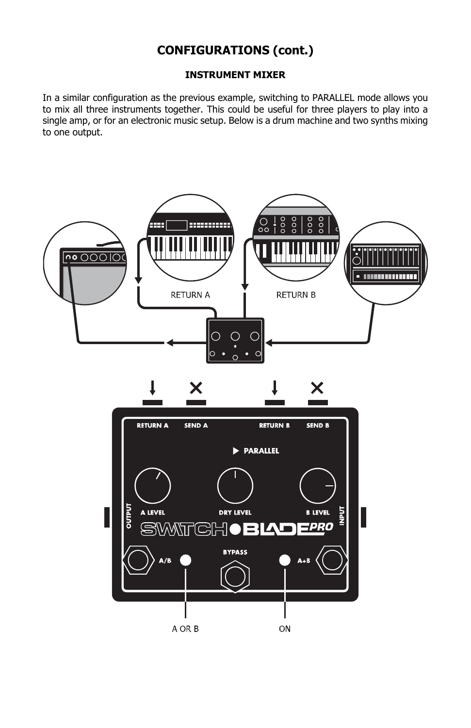## CONFIGURATIONS (cont.)

### INSTRUMENT MIXER

In a similar configuration as the previous example, switching to PARALLEL mode allows you to mix all three instruments together. This could be useful for three players to play into a single amp, or for an electronic music setup. Below is a drum machine and two synths mixing to one output.

RETURN A

RETURN B

RETURN A   SEND A   RETURN B   SEND B

PARALLEL

A LEVEL   DRY LEVEL   B LEVEL

OUTPUT   INPUT

A/B   BYPASS   A+B

A OR B   ON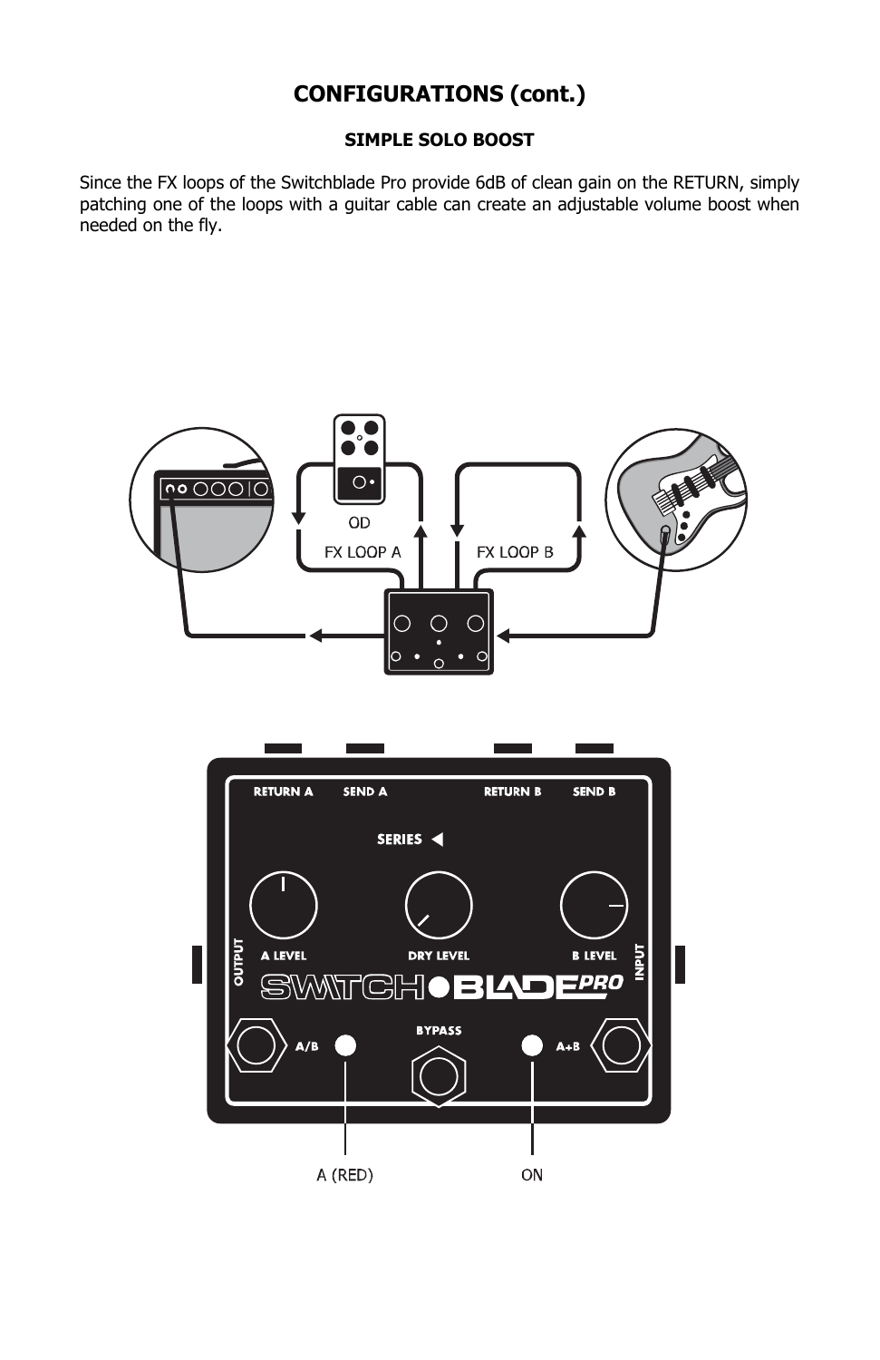## CONFIGURATIONS (cont.)

### SIMPLE SOLO BOOST

Since the FX loops of the Switchblade Pro provide 6dB of clean gain on the RETURN, simply patching one of the loops with a guitar cable can create an adjustable volume boost when needed on the fly.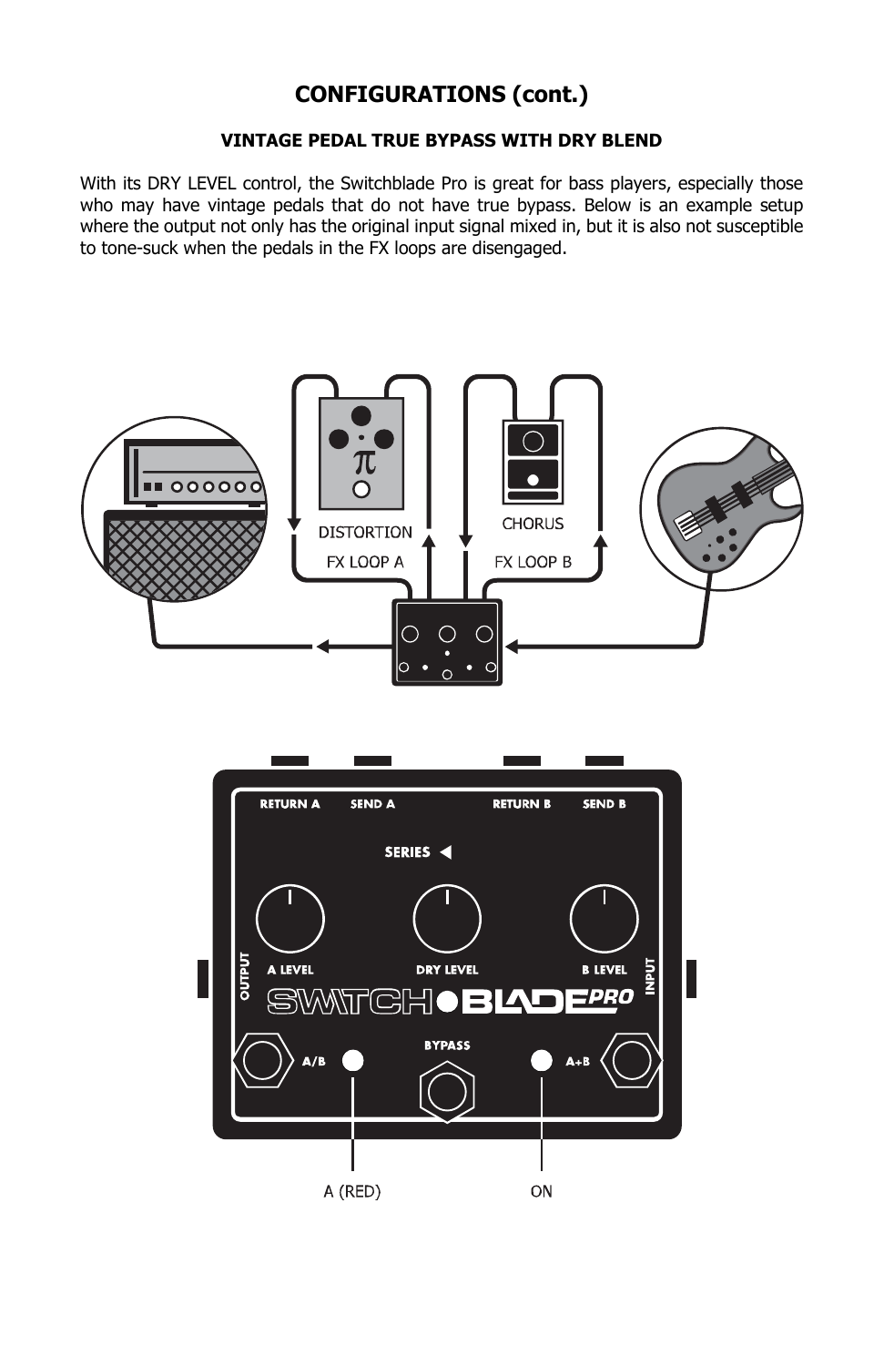## CONFIGURATIONS (cont.)

### VINTAGE PEDAL TRUE BYPASS WITH DRY BLEND

With its DRY LEVEL control, the Switchblade Pro is great for bass players, especially those who may have vintage pedals that do not have true bypass. Below is an example setup where the output not only has the original input signal mixed in, but it is also not susceptible to tone-suck when the pedals in the FX loops are disengaged.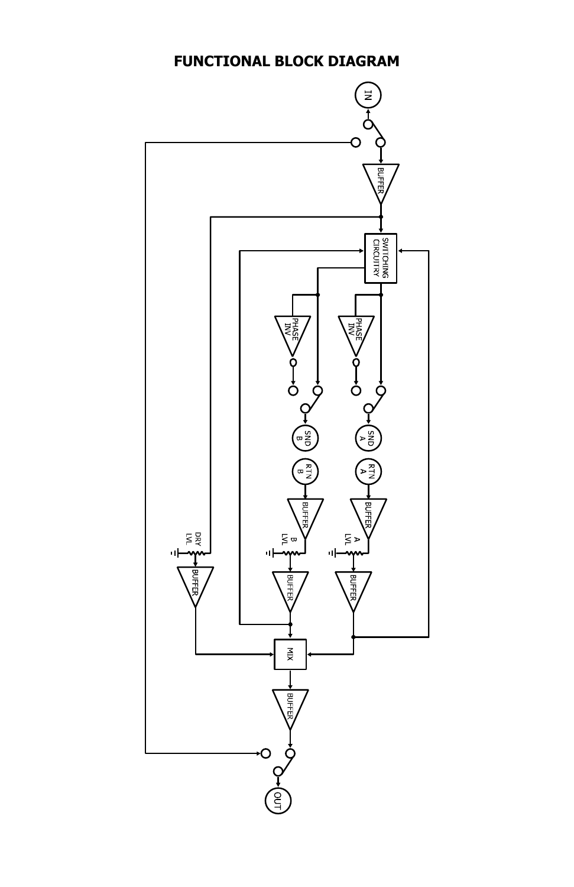# FUNCTIONAL BLOCK DIAGRAM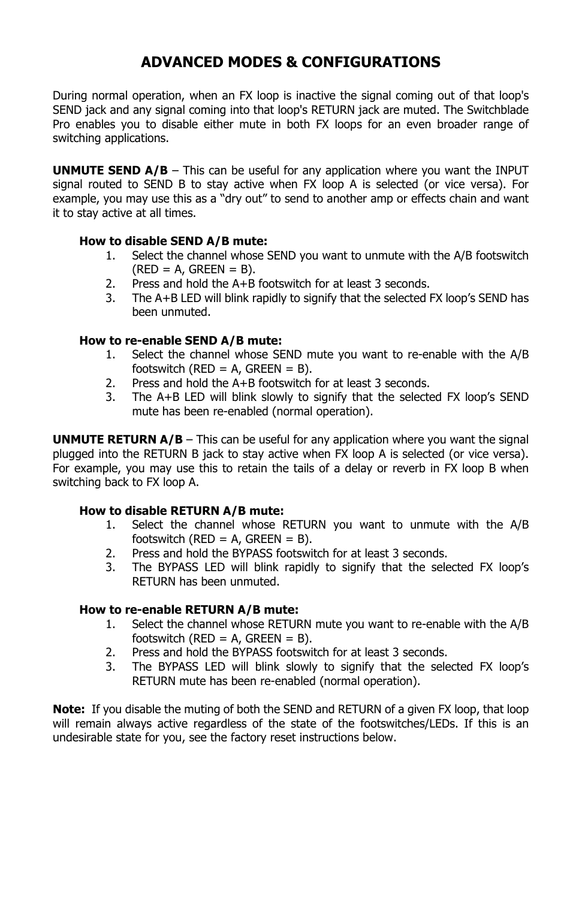## ADVANCED MODES & CONFIGURATIONS

During normal operation, when an FX loop is inactive the signal coming out of that loop's SEND jack and any signal coming into that loop's RETURN jack are muted. The Switchblade Pro enables you to disable either mute in both FX loops for an even broader range of switching applications.

**UNMUTE SEND A/B** – This can be useful for any application where you want the INPUT signal routed to SEND B to stay active when FX loop A is selected (or vice versa). For example, you may use this as a “dry out” to send to another amp or effects chain and want it to stay active at all times.

**How to disable SEND A/B mute:**

1. Select the channel whose SEND you want to unmute with the A/B footswitch (RED = A, GREEN = B).
2. Press and hold the A+B footswitch for at least 3 seconds.
3. The A+B LED will blink rapidly to signify that the selected FX loop’s SEND has been unmuted.

**How to re-enable SEND A/B mute:**

1. Select the channel whose SEND mute you want to re-enable with the A/B footswitch (RED = A, GREEN = B).
2. Press and hold the A+B footswitch for at least 3 seconds.
3. The A+B LED will blink slowly to signify that the selected FX loop’s SEND mute has been re-enabled (normal operation).

**UNMUTE RETURN A/B** – This can be useful for any application where you want the signal plugged into the RETURN B jack to stay active when FX loop A is selected (or vice versa). For example, you may use this to retain the tails of a delay or reverb in FX loop B when switching back to FX loop A.

**How to disable RETURN A/B mute:**

1. Select the channel whose RETURN you want to unmute with the A/B footswitch (RED = A, GREEN = B).
2. Press and hold the BYPASS footswitch for at least 3 seconds.
3. The BYPASS LED will blink rapidly to signify that the selected FX loop’s RETURN has been unmuted.

**How to re-enable RETURN A/B mute:**

1. Select the channel whose RETURN mute you want to re-enable with the A/B footswitch (RED = A, GREEN = B).
2. Press and hold the BYPASS footswitch for at least 3 seconds.
3. The BYPASS LED will blink slowly to signify that the selected FX loop’s RETURN mute has been re-enabled (normal operation).

**Note:** If you disable the muting of both the SEND and RETURN of a given FX loop, that loop will remain always active regardless of the state of the footswitches/LEDs. If this is an undesirable state for you, see the factory reset instructions below.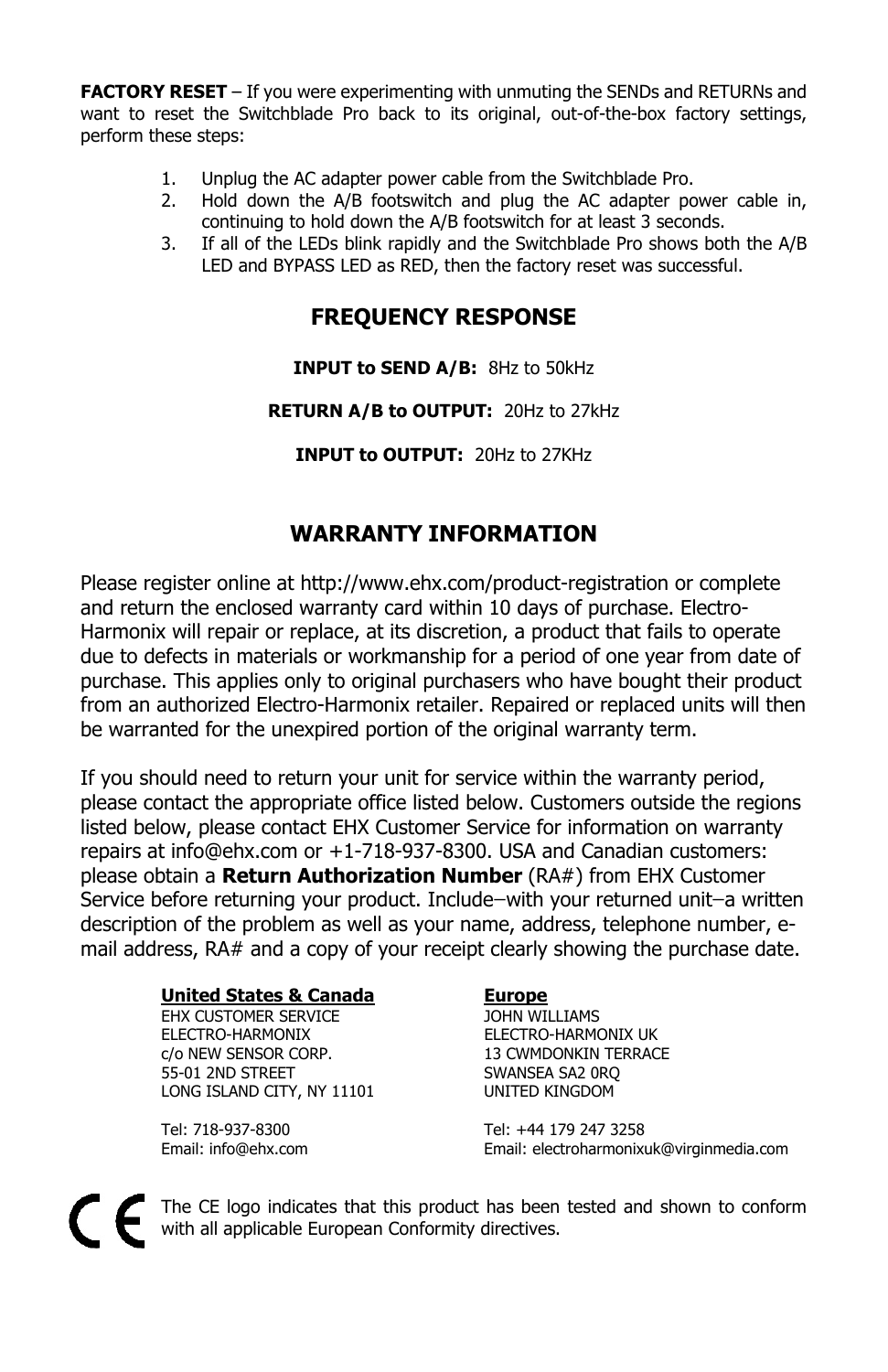**FACTORY RESET** – If you were experimenting with unmuting the SENDs and RETURNs and want to reset the Switchblade Pro back to its original, out-of-the-box factory settings, perform these steps:

1. Unplug the AC adapter power cable from the Switchblade Pro.
2. Hold down the A/B footswitch and plug the AC adapter power cable in, continuing to hold down the A/B footswitch for at least 3 seconds.
3. If all of the LEDs blink rapidly and the Switchblade Pro shows both the A/B LED and BYPASS LED as RED, then the factory reset was successful.

## FREQUENCY RESPONSE

**INPUT to SEND A/B:** 8Hz to 50kHz

**RETURN A/B to OUTPUT:** 20Hz to 27kHz

**INPUT to OUTPUT:** 20Hz to 27KHz

## WARRANTY INFORMATION

Please register online at http://www.ehx.com/product-registration or complete and return the enclosed warranty card within 10 days of purchase. Electro-Harmonix will repair or replace, at its discretion, a product that fails to operate due to defects in materials or workmanship for a period of one year from date of purchase. This applies only to original purchasers who have bought their product from an authorized Electro-Harmonix retailer. Repaired or replaced units will then be warranted for the unexpired portion of the original warranty term.

If you should need to return your unit for service within the warranty period, please contact the appropriate office listed below. Customers outside the regions listed below, please contact EHX Customer Service for information on warranty repairs at info@ehx.com or +1-718-937-8300. USA and Canadian customers: please obtain a **Return Authorization Number** (RA#) from EHX Customer Service before returning your product. Include–with your returned unit–a written description of the problem as well as your name, address, telephone number, e-mail address, RA# and a copy of your receipt clearly showing the purchase date.

**United States & Canada**
EHX CUSTOMER SERVICE
ELECTRO-HARMONIX
c/o NEW SENSOR CORP.
55-01 2ND STREET
LONG ISLAND CITY, NY 11101

Tel: 718-937-8300
Email: info@ehx.com

**Europe**
JOHN WILLIAMS
ELECTRO-HARMONIX UK
13 CWMDONKIN TERRACE
SWANSEA SA2 0RQ
UNITED KINGDOM

Tel: +44 179 247 3258
Email: electroharmonixuk@virginmedia.com

CE

The CE logo indicates that this product has been tested and shown to conform with all applicable European Conformity directives.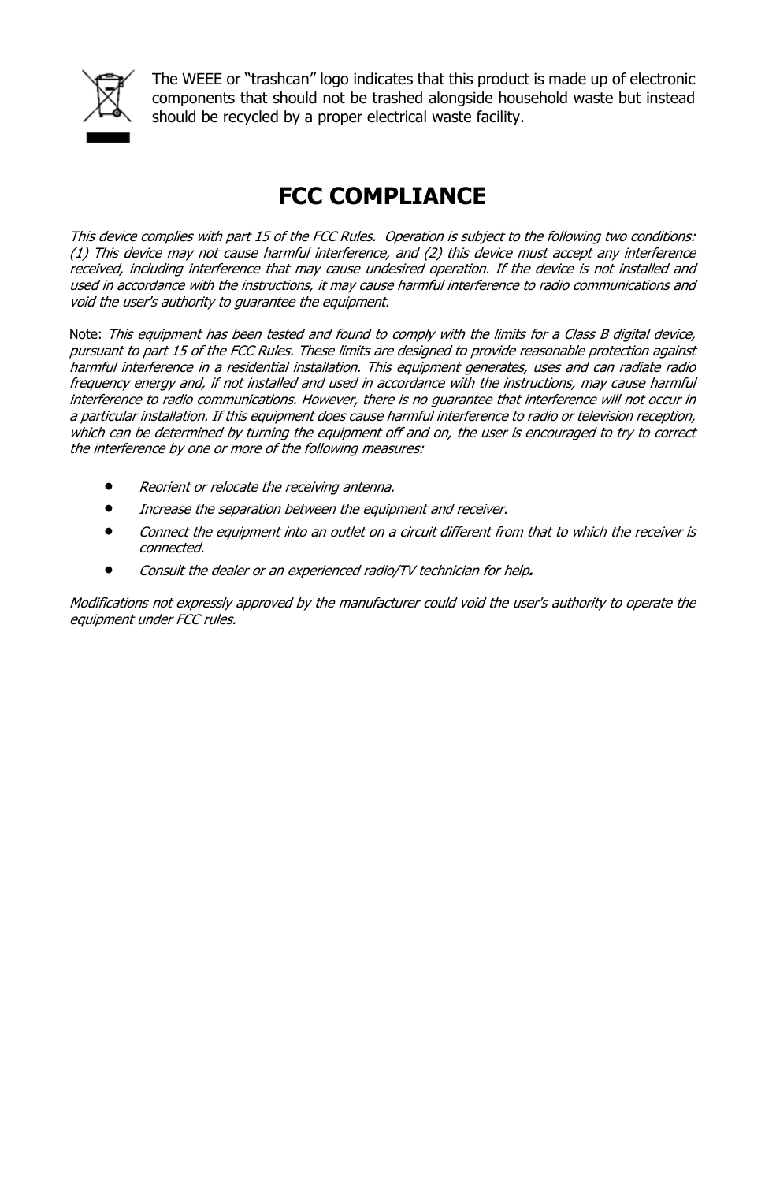The WEEE or “trashcan” logo indicates that this product is made up of electronic components that should not be trashed alongside household waste but instead should be recycled by a proper electrical waste facility.

# FCC COMPLIANCE

*This device complies with part 15 of the FCC Rules. Operation is subject to the following two conditions: (1) This device may not cause harmful interference, and (2) this device must accept any interference received, including interference that may cause undesired operation. If the device is not installed and used in accordance with the instructions, it may cause harmful interference to radio communications and void the user's authority to guarantee the equipment.*

Note: *This equipment has been tested and found to comply with the limits for a Class B digital device, pursuant to part 15 of the FCC Rules. These limits are designed to provide reasonable protection against harmful interference in a residential installation. This equipment generates, uses and can radiate radio frequency energy and, if not installed and used in accordance with the instructions, may cause harmful interference to radio communications. However, there is no guarantee that interference will not occur in a particular installation. If this equipment does cause harmful interference to radio or television reception, which can be determined by turning the equipment off and on, the user is encouraged to try to correct the interference by one or more of the following measures:*

- *Reorient or relocate the receiving antenna.*
- *Increase the separation between the equipment and receiver.*
- *Connect the equipment into an outlet on a circuit different from that to which the receiver is connected.*
- *Consult the dealer or an experienced radio/TV technician for help.*

*Modifications not expressly approved by the manufacturer could void the user's authority to operate the equipment under FCC rules.*